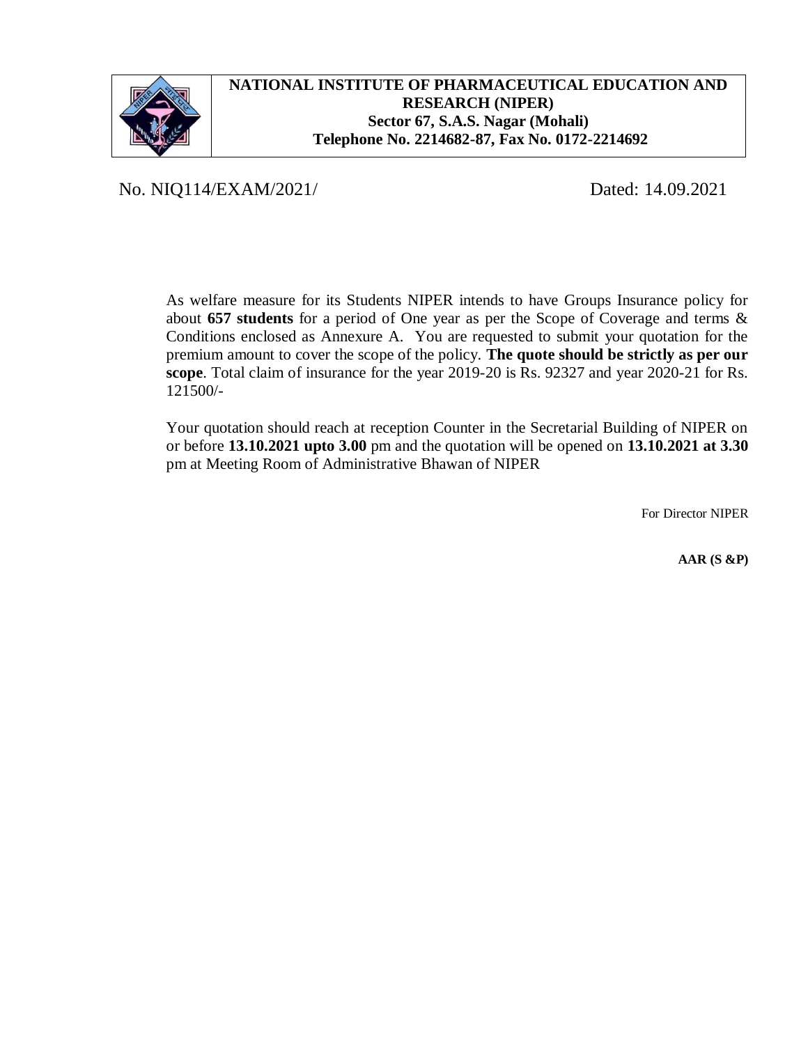**NATIONAL INSTITUTE OF PHARMACEUTICAL EDUCATION AND RESEARCH (NIPER)**
**Sector 67, S.A.S. Nagar (Mohali)**
**Telephone No. 2214682-87, Fax No. 0172-2214692**

No. NIQ114/EXAM/2021/ Dated: 14.09.2021

As welfare measure for its Students NIPER intends to have Groups Insurance policy for about **657 students** for a period of One year as per the Scope of Coverage and terms & Conditions enclosed as Annexure A. You are requested to submit your quotation for the premium amount to cover the scope of the policy. **The quote should be strictly as per our scope**. Total claim of insurance for the year 2019-20 is Rs. 92327 and year 2020-21 for Rs. 121500/-

Your quotation should reach at reception Counter in the Secretarial Building of NIPER on or before **13.10.2021 upto 3.00** pm and the quotation will be opened on **13.10.2021 at 3.30** pm at Meeting Room of Administrative Bhawan of NIPER

For Director NIPER

**AAR (S &P)**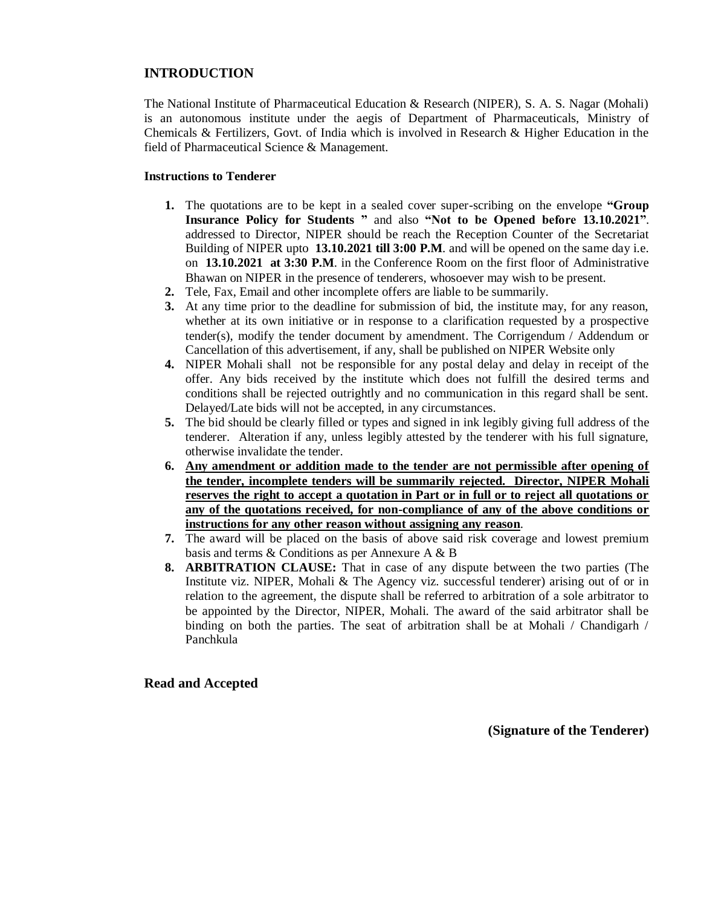## INTRODUCTION

The National Institute of Pharmaceutical Education & Research (NIPER), S. A. S. Nagar (Mohali) is an autonomous institute under the aegis of Department of Pharmaceuticals, Ministry of Chemicals & Fertilizers, Govt. of India which is involved in Research & Higher Education in the field of Pharmaceutical Science & Management.

### Instructions to Tenderer

1. The quotations are to be kept in a sealed cover super-scribing on the envelope **"Group Insurance Policy for Students "** and also **"Not to be Opened before 13.10.2021"**. addressed to Director, NIPER should be reach the Reception Counter of the Secretariat Building of NIPER upto **13.10.2021 till 3:00 P.M**. and will be opened on the same day i.e. on **13.10.2021 at 3:30 P.M**. in the Conference Room on the first floor of Administrative Bhawan on NIPER in the presence of tenderers, whosoever may wish to be present.
2. Tele, Fax, Email and other incomplete offers are liable to be summarily.
3. At any time prior to the deadline for submission of bid, the institute may, for any reason, whether at its own initiative or in response to a clarification requested by a prospective tender(s), modify the tender document by amendment. The Corrigendum / Addendum or Cancellation of this advertisement, if any, shall be published on NIPER Website only
4. NIPER Mohali shall not be responsible for any postal delay and delay in receipt of the offer. Any bids received by the institute which does not fulfill the desired terms and conditions shall be rejected outrightly and no communication in this regard shall be sent. Delayed/Late bids will not be accepted, in any circumstances.
5. The bid should be clearly filled or types and signed in ink legibly giving full address of the tenderer. Alteration if any, unless legibly attested by the tenderer with his full signature, otherwise invalidate the tender.
6. **Any amendment or addition made to the tender are not permissible after opening of the tender, incomplete tenders will be summarily rejected. Director, NIPER Mohali reserves the right to accept a quotation in Part or in full or to reject all quotations or any of the quotations received, for non-compliance of any of the above conditions or instructions for any other reason without assigning any reason**.
7. The award will be placed on the basis of above said risk coverage and lowest premium basis and terms & Conditions as per Annexure A & B
8. **ARBITRATION CLAUSE:** That in case of any dispute between the two parties (The Institute viz. NIPER, Mohali & The Agency viz. successful tenderer) arising out of or in relation to the agreement, the dispute shall be referred to arbitration of a sole arbitrator to be appointed by the Director, NIPER, Mohali. The award of the said arbitrator shall be binding on both the parties. The seat of arbitration shall be at Mohali / Chandigarh / Panchkula

**Read and Accepted**

**(Signature of the Tenderer)**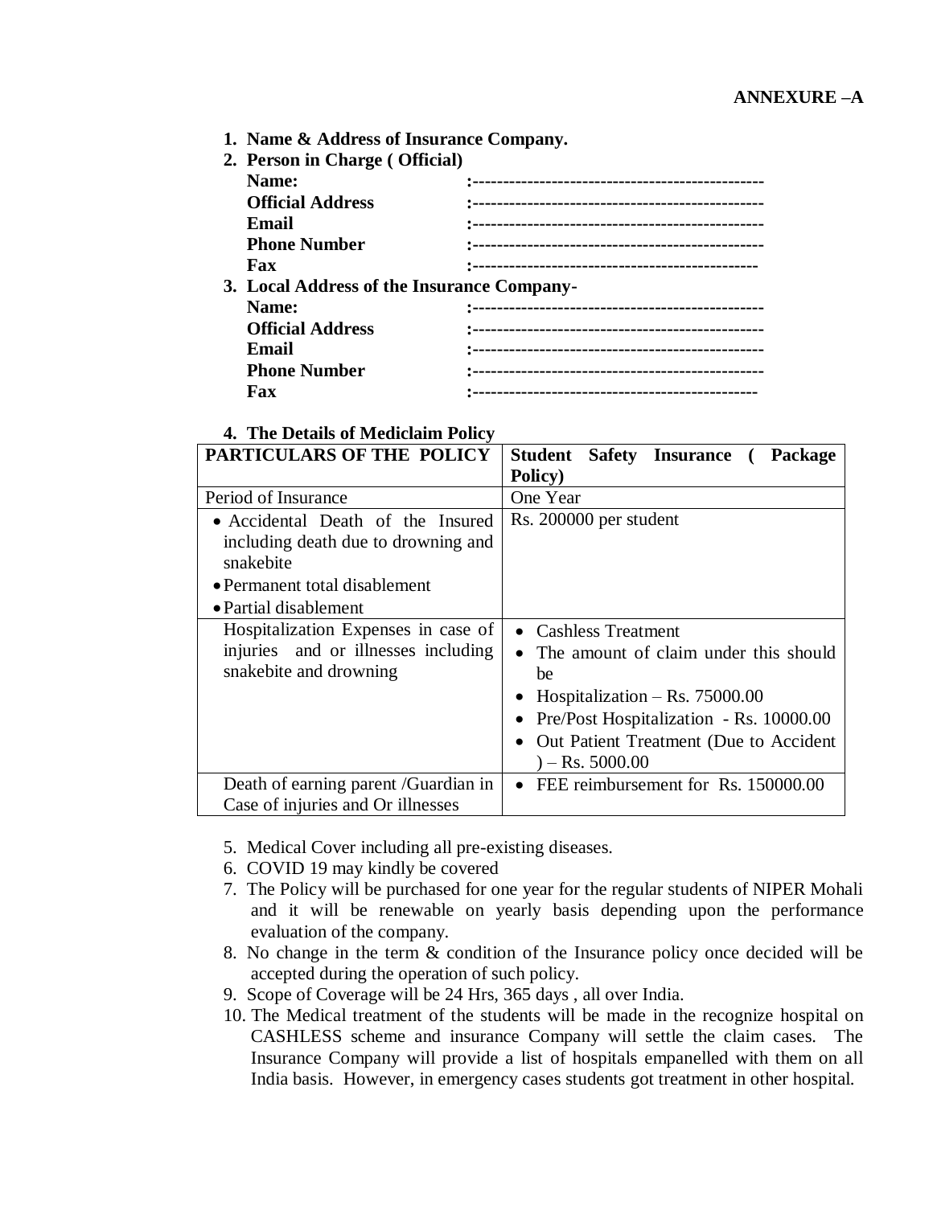**ANNEXURE –A**

1. **Name & Address of Insurance Company.**
2. **Person in Charge ( Official)**

   **Name:** :------------------------------------------------

   **Official Address** :------------------------------------------------

   **Email** :------------------------------------------------

   **Phone Number** :------------------------------------------------

   **Fax** :-----------------------------------------------

3. **Local Address of the Insurance Company-**

   **Name:** :------------------------------------------------

   **Official Address** :------------------------------------------------

   **Email** :------------------------------------------------

   **Phone Number** :------------------------------------------------

   **Fax** :-----------------------------------------------

4. **The Details of Mediclaim Policy**

| **PARTICULARS OF THE POLICY** | **Student Safety Insurance ( Package Policy)** |
|---|---|
| Period of Insurance | One Year |
| • Accidental Death of the Insured including death due to drowning and snakebite<br>• Permanent total disablement<br>• Partial disablement | Rs. 200000 per student |
| Hospitalization Expenses in case of injuries and or illnesses including snakebite and drowning | • Cashless Treatment<br>• The amount of claim under this should be<br>• Hospitalization – Rs. 75000.00<br>• Pre/Post Hospitalization - Rs. 10000.00<br>• Out Patient Treatment (Due to Accident ) – Rs. 5000.00 |
| Death of earning parent /Guardian in Case of injuries and Or illnesses | • FEE reimbursement for Rs. 150000.00 |

5. Medical Cover including all pre-existing diseases.
6. COVID 19 may kindly be covered
7. The Policy will be purchased for one year for the regular students of NIPER Mohali and it will be renewable on yearly basis depending upon the performance evaluation of the company.
8. No change in the term & condition of the Insurance policy once decided will be accepted during the operation of such policy.
9. Scope of Coverage will be 24 Hrs, 365 days , all over India.
10. The Medical treatment of the students will be made in the recognize hospital on CASHLESS scheme and insurance Company will settle the claim cases. The Insurance Company will provide a list of hospitals empanelled with them on all India basis. However, in emergency cases students got treatment in other hospital.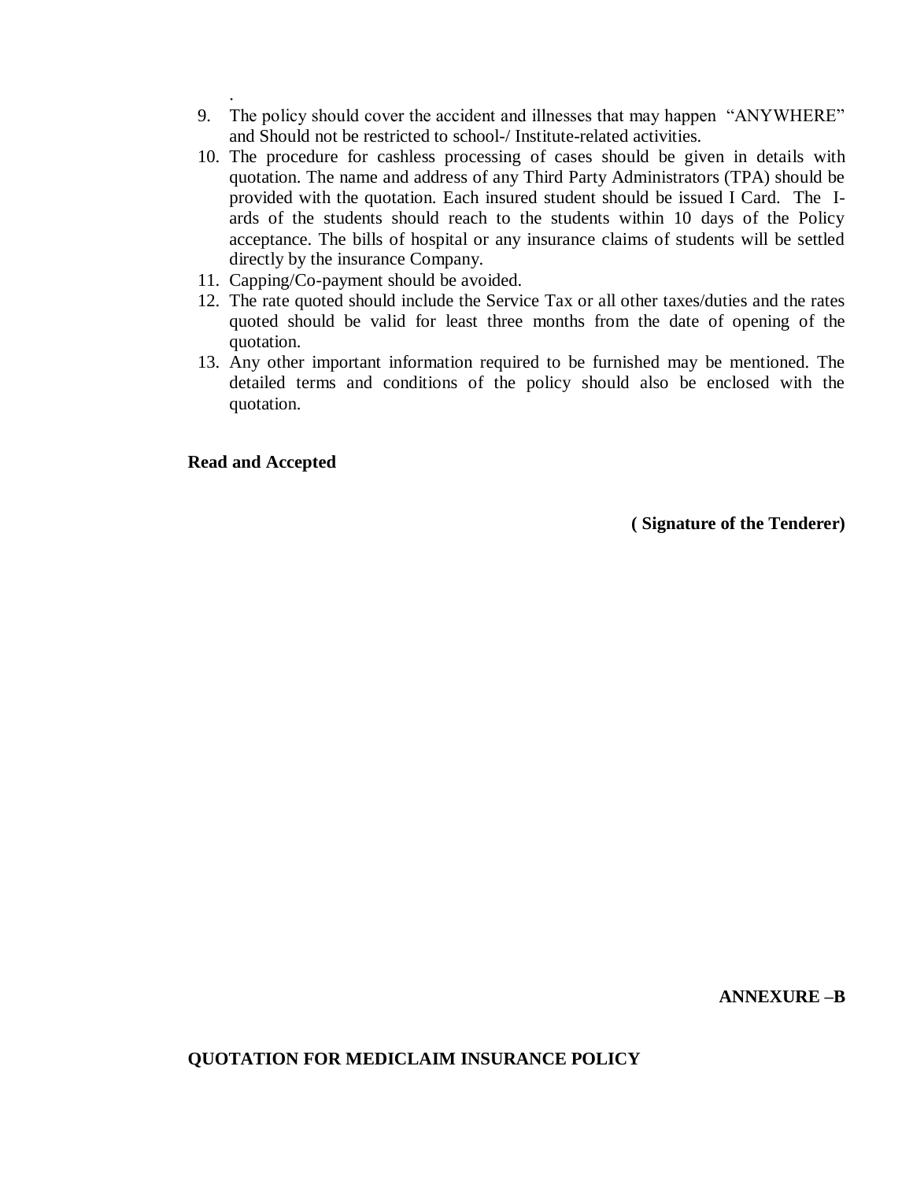.

9. The policy should cover the accident and illnesses that may happen "ANYWHERE" and Should not be restricted to school-/ Institute-related activities.
10. The procedure for cashless processing of cases should be given in details with quotation. The name and address of any Third Party Administrators (TPA) should be provided with the quotation. Each insured student should be issued I Card. The I-ards of the students should reach to the students within 10 days of the Policy acceptance. The bills of hospital or any insurance claims of students will be settled directly by the insurance Company.
11. Capping/Co-payment should be avoided.
12. The rate quoted should include the Service Tax or all other taxes/duties and the rates quoted should be valid for least three months from the date of opening of the quotation.
13. Any other important information required to be furnished may be mentioned. The detailed terms and conditions of the policy should also be enclosed with the quotation.

**Read and Accepted**

**( Signature of the Tenderer)**

**ANNEXURE –B**

**QUOTATION FOR MEDICLAIM INSURANCE POLICY**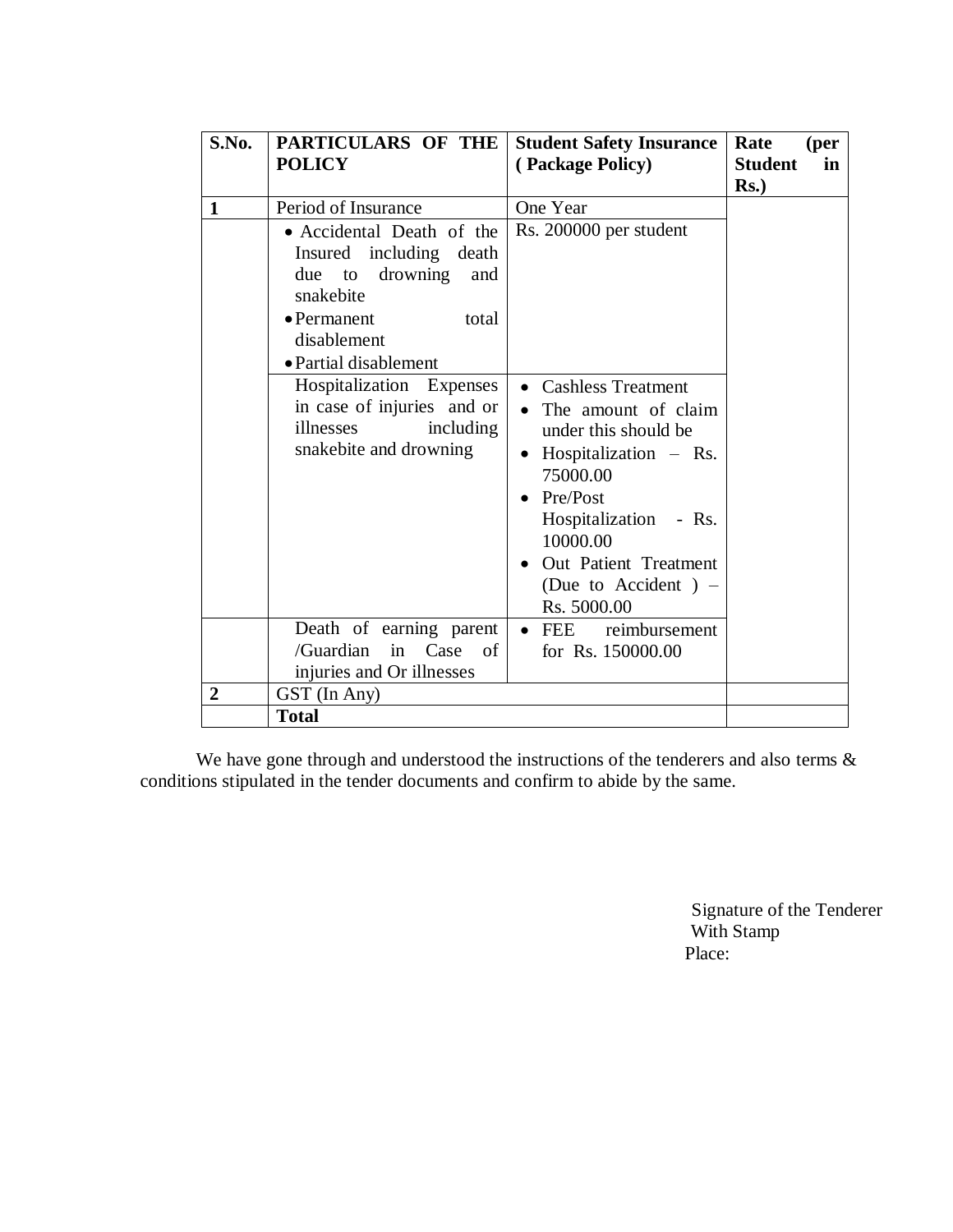| S.No. | PARTICULARS OF THE POLICY | Student Safety Insurance ( Package Policy) | Rate (per Student in Rs.) |
|---|---|---|---|
| 1 | Period of Insurance | One Year | |
| | • Accidental Death of the Insured including death due to drowning and snakebite<br>• Permanent total disablement<br>• Partial disablement | Rs. 200000 per student | |
| | Hospitalization Expenses in case of injuries and or illnesses including snakebite and drowning | • Cashless Treatment<br>• The amount of claim under this should be<br>• Hospitalization – Rs. 75000.00<br>• Pre/Post Hospitalization - Rs. 10000.00<br>• Out Patient Treatment (Due to Accident ) – Rs. 5000.00 | |
| | Death of earning parent /Guardian in Case of injuries and Or illnesses | • FEE reimbursement for Rs. 150000.00 | |
| 2 | GST (In Any) | | |
| | **Total** | | |

We have gone through and understood the instructions of the tenderers and also terms & conditions stipulated in the tender documents and confirm to abide by the same.

Signature of the Tenderer
With Stamp
Place: